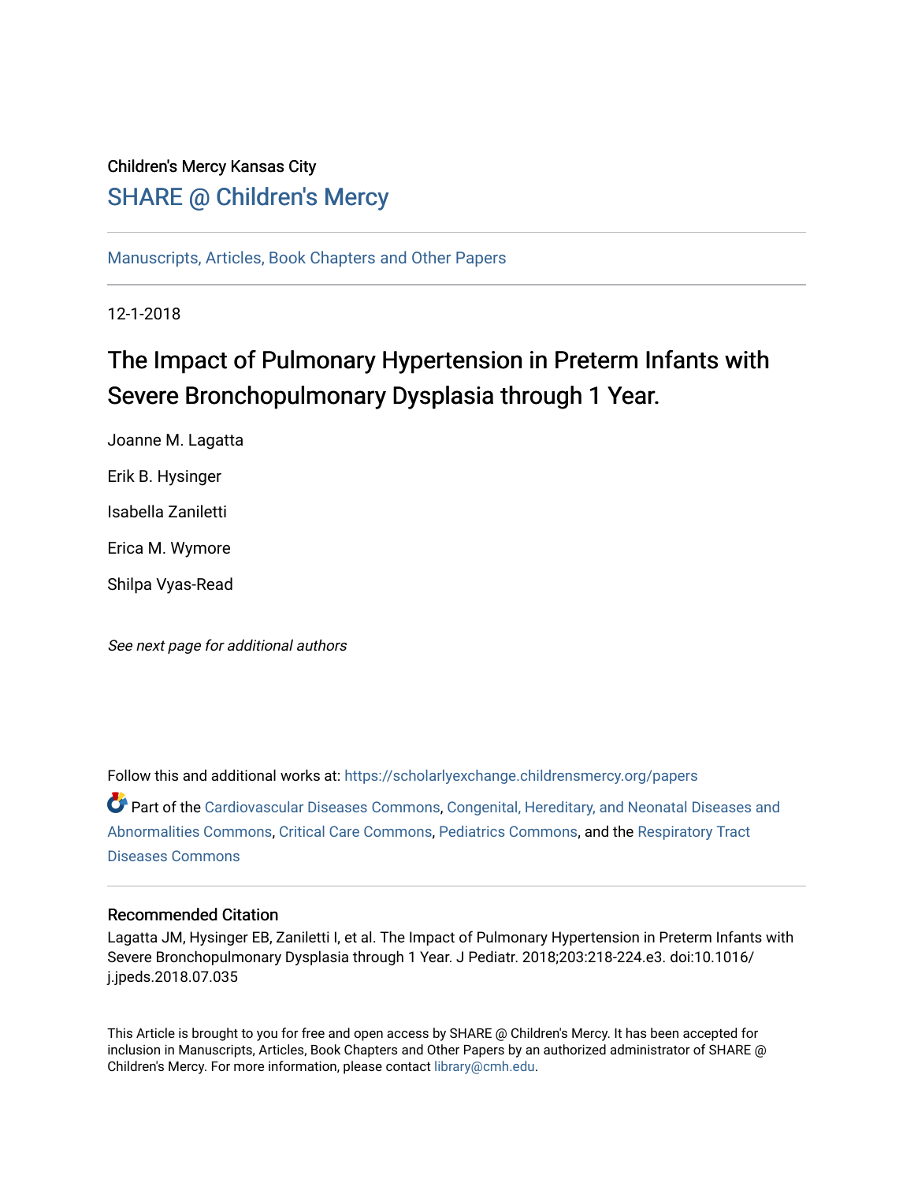Children's Mercy Kansas City

## SHARE @ Children's Mercy

Manuscripts, Articles, Book Chapters and Other Papers

12-1-2018

# The Impact of Pulmonary Hypertension in Preterm Infants with Severe Bronchopulmonary Dysplasia through 1 Year.

Joanne M. Lagatta

Erik B. Hysinger

Isabella Zaniletti

Erica M. Wymore

Shilpa Vyas-Read

*See next page for additional authors*

Follow this and additional works at: https://scholarlyexchange.childrensmercy.org/papers

Part of the Cardiovascular Diseases Commons, Congenital, Hereditary, and Neonatal Diseases and Abnormalities Commons, Critical Care Commons, Pediatrics Commons, and the Respiratory Tract Diseases Commons

### Recommended Citation

Lagatta JM, Hysinger EB, Zaniletti I, et al. The Impact of Pulmonary Hypertension in Preterm Infants with Severe Bronchopulmonary Dysplasia through 1 Year. J Pediatr. 2018;203:218-224.e3. doi:10.1016/j.jpeds.2018.07.035

This Article is brought to you for free and open access by SHARE @ Children's Mercy. It has been accepted for inclusion in Manuscripts, Articles, Book Chapters and Other Papers by an authorized administrator of SHARE @ Children's Mercy. For more information, please contact library@cmh.edu.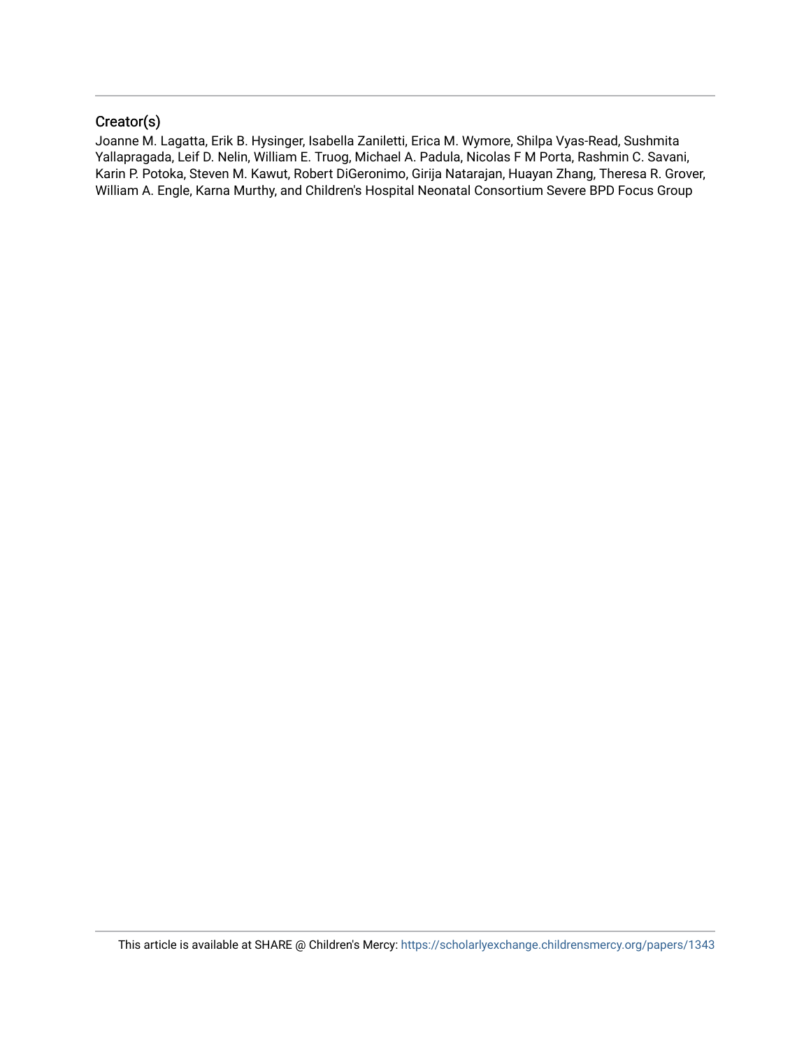## Creator(s)

Joanne M. Lagatta, Erik B. Hysinger, Isabella Zaniletti, Erica M. Wymore, Shilpa Vyas-Read, Sushmita Yallapragada, Leif D. Nelin, William E. Truog, Michael A. Padula, Nicolas F M Porta, Rashmin C. Savani, Karin P. Potoka, Steven M. Kawut, Robert DiGeronimo, Girija Natarajan, Huayan Zhang, Theresa R. Grover, William A. Engle, Karna Murthy, and Children's Hospital Neonatal Consortium Severe BPD Focus Group

This article is available at SHARE @ Children's Mercy: https://scholarlyexchange.childrensmercy.org/papers/1343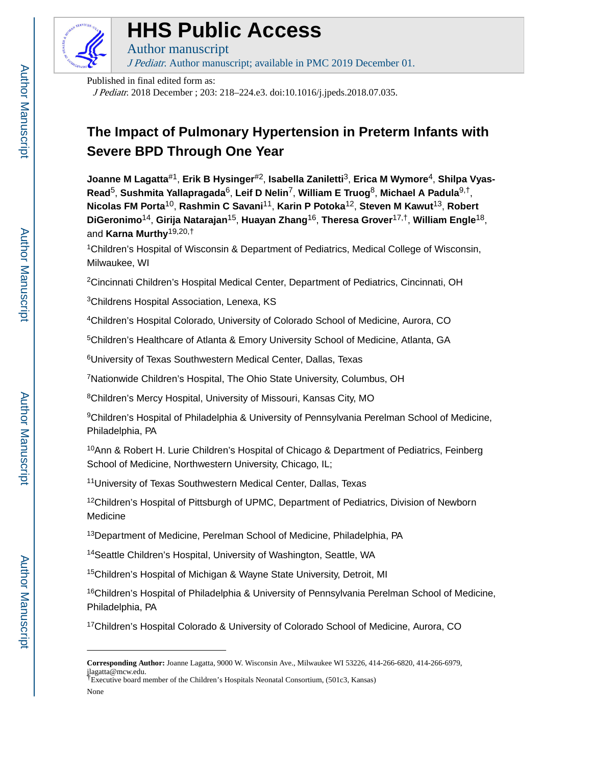# HHS Public Access

Author manuscript

*J Pediatr.* Author manuscript; available in PMC 2019 December 01.

Published in final edited form as:

*J Pediatr.* 2018 December ; 203: 218–224.e3. doi:10.1016/j.jpeds.2018.07.035.

# The Impact of Pulmonary Hypertension in Preterm Infants with Severe BPD Through One Year

**Joanne M Lagatta**[#1], **Erik B Hysinger**[#2], **Isabella Zaniletti**[3], **Erica M Wymore**[4], **Shilpa Vyas-Read**[5], **Sushmita Yallapragada**[6], **Leif D Nelin**[7], **William E Truog**[8], **Michael A Padula**[9,†], **Nicolas FM Porta**[10], **Rashmin C Savani**[11], **Karin P Potoka**[12], **Steven M Kawut**[13], **Robert DiGeronimo**[14], **Girija Natarajan**[15], **Huayan Zhang**[16], **Theresa Grover**[17,†], **William Engle**[18], and **Karna Murthy**[19,20,†]

[1]Children's Hospital of Wisconsin & Department of Pediatrics, Medical College of Wisconsin, Milwaukee, WI

[2]Cincinnati Children's Hospital Medical Center, Department of Pediatrics, Cincinnati, OH

[3]Childrens Hospital Association, Lenexa, KS

[4]Children's Hospital Colorado, University of Colorado School of Medicine, Aurora, CO

[5]Children's Healthcare of Atlanta & Emory University School of Medicine, Atlanta, GA

[6]University of Texas Southwestern Medical Center, Dallas, Texas

[7]Nationwide Children's Hospital, The Ohio State University, Columbus, OH

[8]Children's Mercy Hospital, University of Missouri, Kansas City, MO

[9]Children's Hospital of Philadelphia & University of Pennsylvania Perelman School of Medicine, Philadelphia, PA

[10]Ann & Robert H. Lurie Children's Hospital of Chicago & Department of Pediatrics, Feinberg School of Medicine, Northwestern University, Chicago, IL;

[11]University of Texas Southwestern Medical Center, Dallas, Texas

[12]Children's Hospital of Pittsburgh of UPMC, Department of Pediatrics, Division of Newborn Medicine

[13]Department of Medicine, Perelman School of Medicine, Philadelphia, PA

[14]Seattle Children's Hospital, University of Washington, Seattle, WA

[15]Children's Hospital of Michigan & Wayne State University, Detroit, MI

[16]Children's Hospital of Philadelphia & University of Pennsylvania Perelman School of Medicine, Philadelphia, PA

[17]Children's Hospital Colorado & University of Colorado School of Medicine, Aurora, CO

---

**Corresponding Author:** Joanne Lagatta, 9000 W. Wisconsin Ave., Milwaukee WI 53226, 414-266-6820, 414-266-6979, jlagatta@mcw.edu.

†Executive board member of the Children's Hospitals Neonatal Consortium, (501c3, Kansas)

None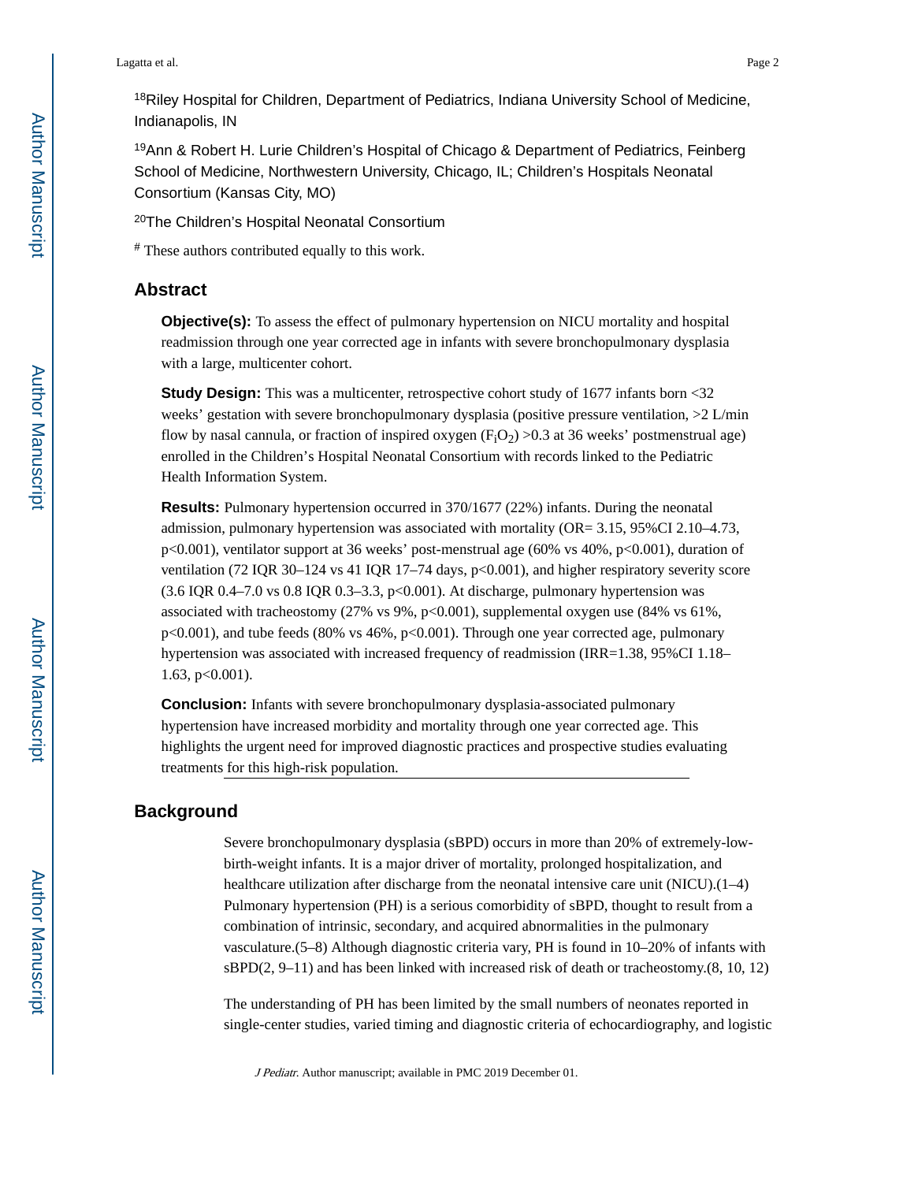[18]Riley Hospital for Children, Department of Pediatrics, Indiana University School of Medicine, Indianapolis, IN

[19]Ann & Robert H. Lurie Children's Hospital of Chicago & Department of Pediatrics, Feinberg School of Medicine, Northwestern University, Chicago, IL; Children's Hospitals Neonatal Consortium (Kansas City, MO)

[20]The Children's Hospital Neonatal Consortium

[#] These authors contributed equally to this work.

## Abstract

**Objective(s):** To assess the effect of pulmonary hypertension on NICU mortality and hospital readmission through one year corrected age in infants with severe bronchopulmonary dysplasia with a large, multicenter cohort.

**Study Design:** This was a multicenter, retrospective cohort study of 1677 infants born <32 weeks' gestation with severe bronchopulmonary dysplasia (positive pressure ventilation, >2 L/min flow by nasal cannula, or fraction of inspired oxygen ($F_iO_2$) >0.3 at 36 weeks' postmenstrual age) enrolled in the Children's Hospital Neonatal Consortium with records linked to the Pediatric Health Information System.

**Results:** Pulmonary hypertension occurred in 370/1677 (22%) infants. During the neonatal admission, pulmonary hypertension was associated with mortality (OR= 3.15, 95%CI 2.10–4.73, p<0.001), ventilator support at 36 weeks' post-menstrual age (60% vs 40%, p<0.001), duration of ventilation (72 IQR 30–124 vs 41 IQR 17–74 days, p<0.001), and higher respiratory severity score (3.6 IQR 0.4–7.0 vs 0.8 IQR 0.3–3.3, p<0.001). At discharge, pulmonary hypertension was associated with tracheostomy (27% vs 9%, p<0.001), supplemental oxygen use (84% vs 61%, p<0.001), and tube feeds (80% vs 46%, p<0.001). Through one year corrected age, pulmonary hypertension was associated with increased frequency of readmission (IRR=1.38, 95%CI 1.18–1.63, p<0.001).

**Conclusion:** Infants with severe bronchopulmonary dysplasia-associated pulmonary hypertension have increased morbidity and mortality through one year corrected age. This highlights the urgent need for improved diagnostic practices and prospective studies evaluating treatments for this high-risk population.

## Background

Severe bronchopulmonary dysplasia (sBPD) occurs in more than 20% of extremely-low-birth-weight infants. It is a major driver of mortality, prolonged hospitalization, and healthcare utilization after discharge from the neonatal intensive care unit (NICU).(1–4) Pulmonary hypertension (PH) is a serious comorbidity of sBPD, thought to result from a combination of intrinsic, secondary, and acquired abnormalities in the pulmonary vasculature.(5–8) Although diagnostic criteria vary, PH is found in 10–20% of infants with sBPD(2, 9–11) and has been linked with increased risk of death or tracheostomy.(8, 10, 12)

The understanding of PH has been limited by the small numbers of neonates reported in single-center studies, varied timing and diagnostic criteria of echocardiography, and logistic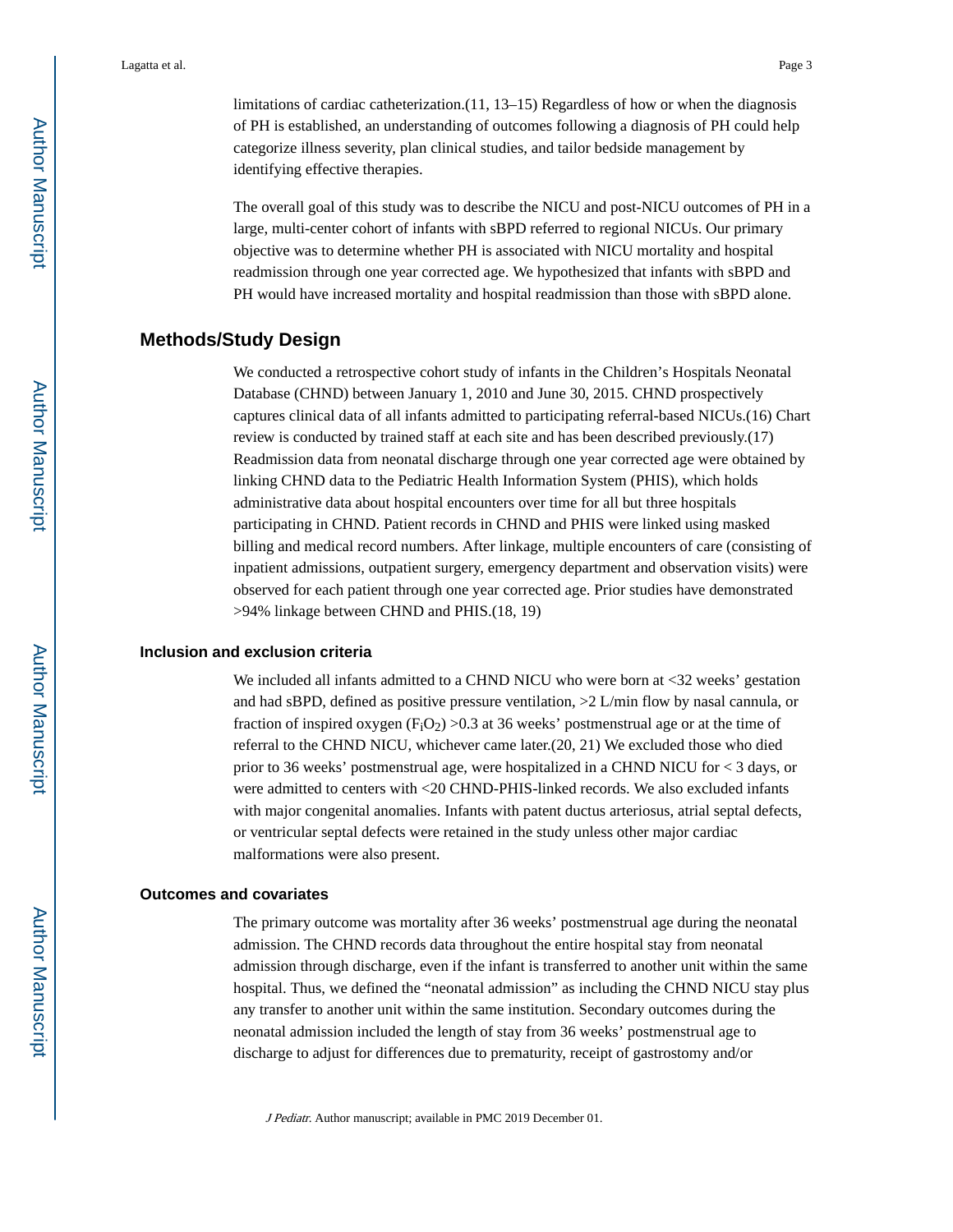limitations of cardiac catheterization.(11, 13–15) Regardless of how or when the diagnosis of PH is established, an understanding of outcomes following a diagnosis of PH could help categorize illness severity, plan clinical studies, and tailor bedside management by identifying effective therapies.

The overall goal of this study was to describe the NICU and post-NICU outcomes of PH in a large, multi-center cohort of infants with sBPD referred to regional NICUs. Our primary objective was to determine whether PH is associated with NICU mortality and hospital readmission through one year corrected age. We hypothesized that infants with sBPD and PH would have increased mortality and hospital readmission than those with sBPD alone.

## Methods/Study Design

We conducted a retrospective cohort study of infants in the Children's Hospitals Neonatal Database (CHND) between January 1, 2010 and June 30, 2015. CHND prospectively captures clinical data of all infants admitted to participating referral-based NICUs.(16) Chart review is conducted by trained staff at each site and has been described previously.(17) Readmission data from neonatal discharge through one year corrected age were obtained by linking CHND data to the Pediatric Health Information System (PHIS), which holds administrative data about hospital encounters over time for all but three hospitals participating in CHND. Patient records in CHND and PHIS were linked using masked billing and medical record numbers. After linkage, multiple encounters of care (consisting of inpatient admissions, outpatient surgery, emergency department and observation visits) were observed for each patient through one year corrected age. Prior studies have demonstrated >94% linkage between CHND and PHIS.(18, 19)

### Inclusion and exclusion criteria

We included all infants admitted to a CHND NICU who were born at <32 weeks' gestation and had sBPD, defined as positive pressure ventilation, >2 L/min flow by nasal cannula, or fraction of inspired oxygen ($F_iO_2$) >0.3 at 36 weeks' postmenstrual age or at the time of referral to the CHND NICU, whichever came later.(20, 21) We excluded those who died prior to 36 weeks' postmenstrual age, were hospitalized in a CHND NICU for < 3 days, or were admitted to centers with <20 CHND-PHIS-linked records. We also excluded infants with major congenital anomalies. Infants with patent ductus arteriosus, atrial septal defects, or ventricular septal defects were retained in the study unless other major cardiac malformations were also present.

### Outcomes and covariates

The primary outcome was mortality after 36 weeks' postmenstrual age during the neonatal admission. The CHND records data throughout the entire hospital stay from neonatal admission through discharge, even if the infant is transferred to another unit within the same hospital. Thus, we defined the "neonatal admission" as including the CHND NICU stay plus any transfer to another unit within the same institution. Secondary outcomes during the neonatal admission included the length of stay from 36 weeks' postmenstrual age to discharge to adjust for differences due to prematurity, receipt of gastrostomy and/or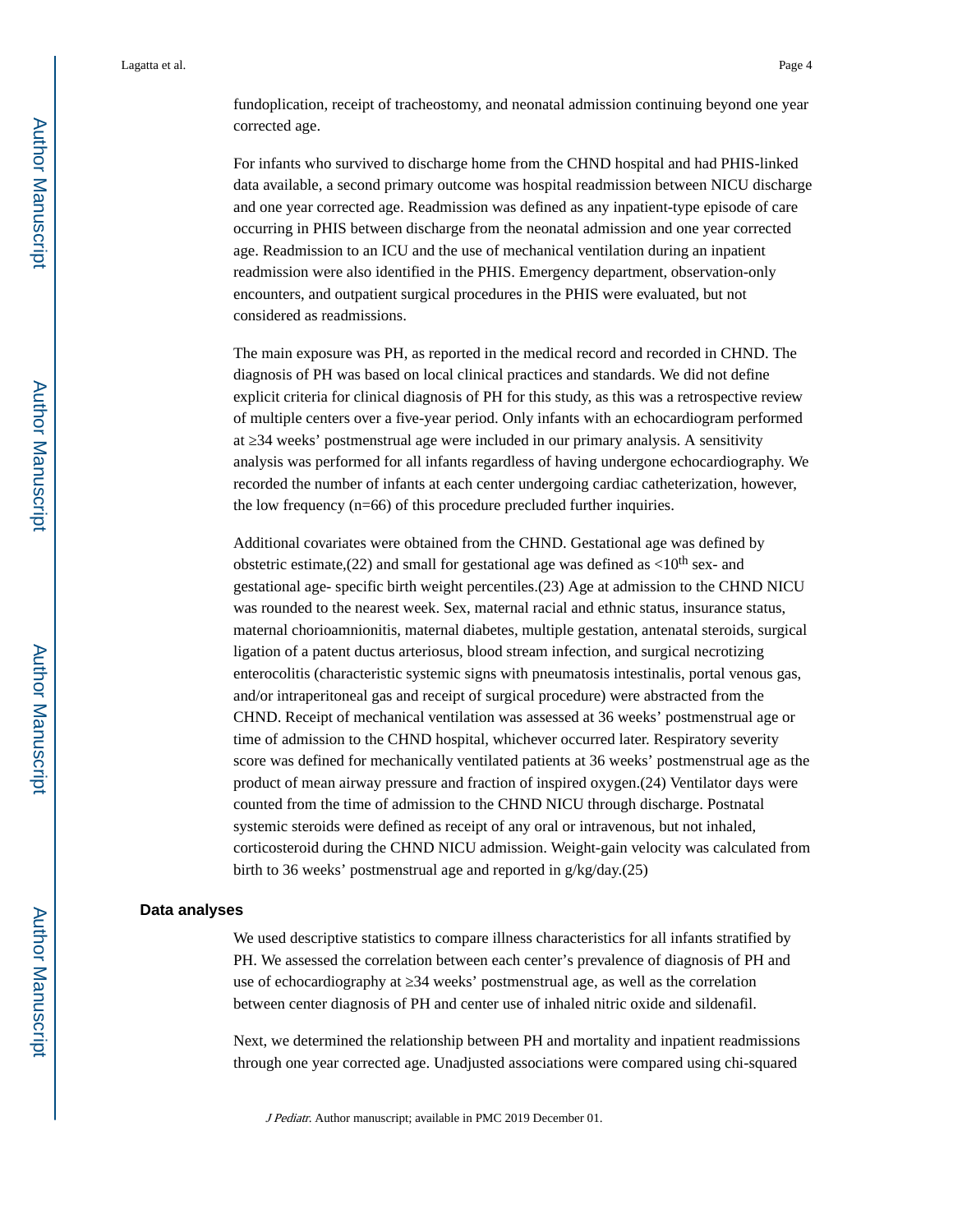fundoplication, receipt of tracheostomy, and neonatal admission continuing beyond one year corrected age.

For infants who survived to discharge home from the CHND hospital and had PHIS-linked data available, a second primary outcome was hospital readmission between NICU discharge and one year corrected age. Readmission was defined as any inpatient-type episode of care occurring in PHIS between discharge from the neonatal admission and one year corrected age. Readmission to an ICU and the use of mechanical ventilation during an inpatient readmission were also identified in the PHIS. Emergency department, observation-only encounters, and outpatient surgical procedures in the PHIS were evaluated, but not considered as readmissions.

The main exposure was PH, as reported in the medical record and recorded in CHND. The diagnosis of PH was based on local clinical practices and standards. We did not define explicit criteria for clinical diagnosis of PH for this study, as this was a retrospective review of multiple centers over a five-year period. Only infants with an echocardiogram performed at ≥34 weeks' postmenstrual age were included in our primary analysis. A sensitivity analysis was performed for all infants regardless of having undergone echocardiography. We recorded the number of infants at each center undergoing cardiac catheterization, however, the low frequency (n=66) of this procedure precluded further inquiries.

Additional covariates were obtained from the CHND. Gestational age was defined by obstetric estimate,(22) and small for gestational age was defined as <10$^{th}$ sex- and gestational age- specific birth weight percentiles.(23) Age at admission to the CHND NICU was rounded to the nearest week. Sex, maternal racial and ethnic status, insurance status, maternal chorioamnionitis, maternal diabetes, multiple gestation, antenatal steroids, surgical ligation of a patent ductus arteriosus, blood stream infection, and surgical necrotizing enterocolitis (characteristic systemic signs with pneumatosis intestinalis, portal venous gas, and/or intraperitoneal gas and receipt of surgical procedure) were abstracted from the CHND. Receipt of mechanical ventilation was assessed at 36 weeks' postmenstrual age or time of admission to the CHND hospital, whichever occurred later. Respiratory severity score was defined for mechanically ventilated patients at 36 weeks' postmenstrual age as the product of mean airway pressure and fraction of inspired oxygen.(24) Ventilator days were counted from the time of admission to the CHND NICU through discharge. Postnatal systemic steroids were defined as receipt of any oral or intravenous, but not inhaled, corticosteroid during the CHND NICU admission. Weight-gain velocity was calculated from birth to 36 weeks' postmenstrual age and reported in g/kg/day.(25)

## Data analyses

We used descriptive statistics to compare illness characteristics for all infants stratified by PH. We assessed the correlation between each center's prevalence of diagnosis of PH and use of echocardiography at ≥34 weeks' postmenstrual age, as well as the correlation between center diagnosis of PH and center use of inhaled nitric oxide and sildenafil.

Next, we determined the relationship between PH and mortality and inpatient readmissions through one year corrected age. Unadjusted associations were compared using chi-squared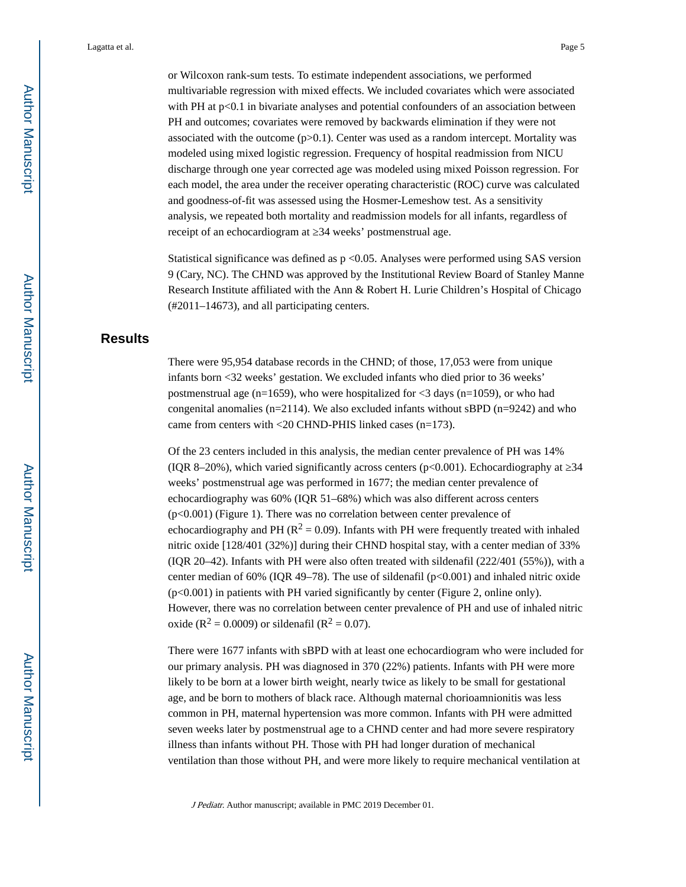or Wilcoxon rank-sum tests. To estimate independent associations, we performed multivariable regression with mixed effects. We included covariates which were associated with PH at $p<0.1$ in bivariate analyses and potential confounders of an association between PH and outcomes; covariates were removed by backwards elimination if they were not associated with the outcome ($p>0.1$). Center was used as a random intercept. Mortality was modeled using mixed logistic regression. Frequency of hospital readmission from NICU discharge through one year corrected age was modeled using mixed Poisson regression. For each model, the area under the receiver operating characteristic (ROC) curve was calculated and goodness-of-fit was assessed using the Hosmer-Lemeshow test. As a sensitivity analysis, we repeated both mortality and readmission models for all infants, regardless of receipt of an echocardiogram at ≥34 weeks' postmenstrual age.

Statistical significance was defined as $p <0.05$. Analyses were performed using SAS version 9 (Cary, NC). The CHND was approved by the Institutional Review Board of Stanley Manne Research Institute affiliated with the Ann & Robert H. Lurie Children's Hospital of Chicago (#2011–14673), and all participating centers.

## Results

There were 95,954 database records in the CHND; of those, 17,053 were from unique infants born <32 weeks' gestation. We excluded infants who died prior to 36 weeks' postmenstrual age (n=1659), who were hospitalized for <3 days (n=1059), or who had congenital anomalies (n=2114). We also excluded infants without sBPD (n=9242) and who came from centers with <20 CHND-PHIS linked cases (n=173).

Of the 23 centers included in this analysis, the median center prevalence of PH was 14% (IQR 8–20%), which varied significantly across centers ($p<0.001$). Echocardiography at ≥34 weeks' postmenstrual age was performed in 1677; the median center prevalence of echocardiography was 60% (IQR 51–68%) which was also different across centers ($p<0.001$) (Figure 1). There was no correlation between center prevalence of echocardiography and PH ($R^2 = 0.09$). Infants with PH were frequently treated with inhaled nitric oxide [128/401 (32%)] during their CHND hospital stay, with a center median of 33% (IQR 20–42). Infants with PH were also often treated with sildenafil (222/401 (55%)), with a center median of 60% (IQR 49–78). The use of sildenafil ($p<0.001$) and inhaled nitric oxide ($p<0.001$) in patients with PH varied significantly by center (Figure 2, online only). However, there was no correlation between center prevalence of PH and use of inhaled nitric oxide ($R^2 = 0.0009$) or sildenafil ($R^2 = 0.07$).

There were 1677 infants with sBPD with at least one echocardiogram who were included for our primary analysis. PH was diagnosed in 370 (22%) patients. Infants with PH were more likely to be born at a lower birth weight, nearly twice as likely to be small for gestational age, and be born to mothers of black race. Although maternal chorioamnionitis was less common in PH, maternal hypertension was more common. Infants with PH were admitted seven weeks later by postmenstrual age to a CHND center and had more severe respiratory illness than infants without PH. Those with PH had longer duration of mechanical ventilation than those without PH, and were more likely to require mechanical ventilation at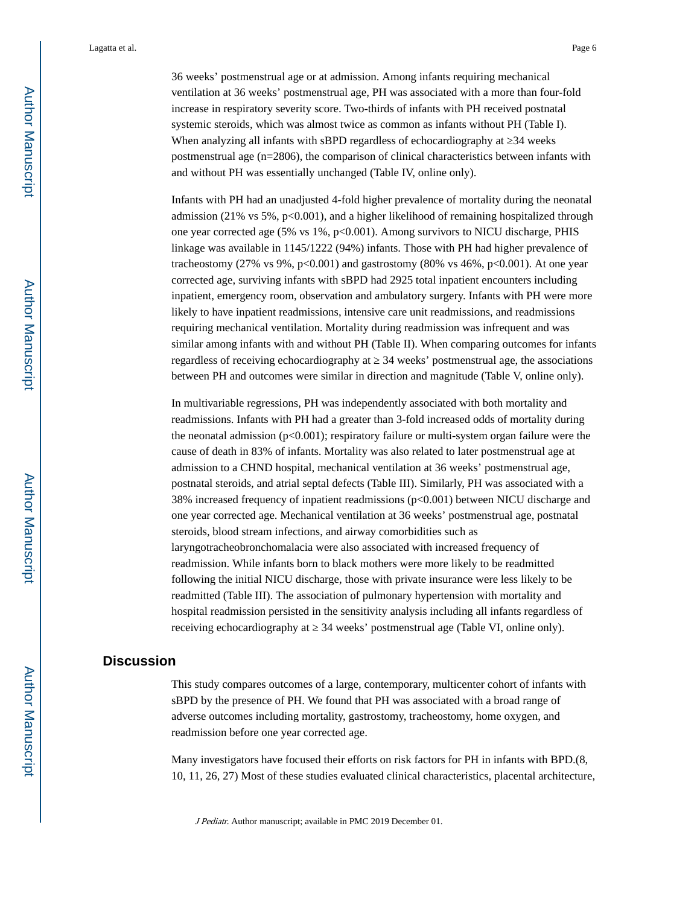36 weeks' postmenstrual age or at admission. Among infants requiring mechanical ventilation at 36 weeks' postmenstrual age, PH was associated with a more than four-fold increase in respiratory severity score. Two-thirds of infants with PH received postnatal systemic steroids, which was almost twice as common as infants without PH (Table I). When analyzing all infants with sBPD regardless of echocardiography at ≥34 weeks postmenstrual age (n=2806), the comparison of clinical characteristics between infants with and without PH was essentially unchanged (Table IV, online only).

Infants with PH had an unadjusted 4-fold higher prevalence of mortality during the neonatal admission (21% vs 5%, p<0.001), and a higher likelihood of remaining hospitalized through one year corrected age (5% vs 1%, p<0.001). Among survivors to NICU discharge, PHIS linkage was available in 1145/1222 (94%) infants. Those with PH had higher prevalence of tracheostomy (27% vs 9%, p<0.001) and gastrostomy (80% vs 46%, p<0.001). At one year corrected age, surviving infants with sBPD had 2925 total inpatient encounters including inpatient, emergency room, observation and ambulatory surgery. Infants with PH were more likely to have inpatient readmissions, intensive care unit readmissions, and readmissions requiring mechanical ventilation. Mortality during readmission was infrequent and was similar among infants with and without PH (Table II). When comparing outcomes for infants regardless of receiving echocardiography at ≥ 34 weeks' postmenstrual age, the associations between PH and outcomes were similar in direction and magnitude (Table V, online only).

In multivariable regressions, PH was independently associated with both mortality and readmissions. Infants with PH had a greater than 3-fold increased odds of mortality during the neonatal admission (p<0.001); respiratory failure or multi-system organ failure were the cause of death in 83% of infants. Mortality was also related to later postmenstrual age at admission to a CHND hospital, mechanical ventilation at 36 weeks' postmenstrual age, postnatal steroids, and atrial septal defects (Table III). Similarly, PH was associated with a 38% increased frequency of inpatient readmissions (p<0.001) between NICU discharge and one year corrected age. Mechanical ventilation at 36 weeks' postmenstrual age, postnatal steroids, blood stream infections, and airway comorbidities such as laryngotracheobronchomalacia were also associated with increased frequency of readmission. While infants born to black mothers were more likely to be readmitted following the initial NICU discharge, those with private insurance were less likely to be readmitted (Table III). The association of pulmonary hypertension with mortality and hospital readmission persisted in the sensitivity analysis including all infants regardless of receiving echocardiography at ≥ 34 weeks' postmenstrual age (Table VI, online only).

## Discussion

This study compares outcomes of a large, contemporary, multicenter cohort of infants with sBPD by the presence of PH. We found that PH was associated with a broad range of adverse outcomes including mortality, gastrostomy, tracheostomy, home oxygen, and readmission before one year corrected age.

Many investigators have focused their efforts on risk factors for PH in infants with BPD.(8, 10, 11, 26, 27) Most of these studies evaluated clinical characteristics, placental architecture,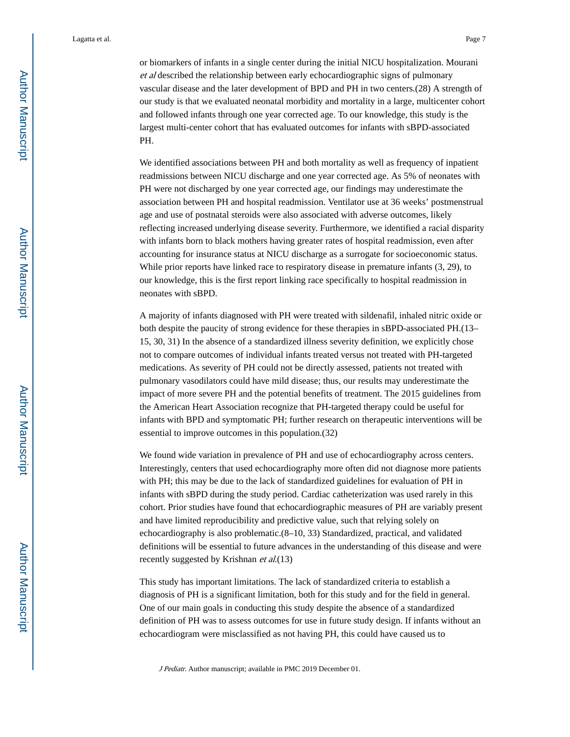or biomarkers of infants in a single center during the initial NICU hospitalization. Mourani *et al* described the relationship between early echocardiographic signs of pulmonary vascular disease and the later development of BPD and PH in two centers.(28) A strength of our study is that we evaluated neonatal morbidity and mortality in a large, multicenter cohort and followed infants through one year corrected age. To our knowledge, this study is the largest multi-center cohort that has evaluated outcomes for infants with sBPD-associated PH.

We identified associations between PH and both mortality as well as frequency of inpatient readmissions between NICU discharge and one year corrected age. As 5% of neonates with PH were not discharged by one year corrected age, our findings may underestimate the association between PH and hospital readmission. Ventilator use at 36 weeks' postmenstrual age and use of postnatal steroids were also associated with adverse outcomes, likely reflecting increased underlying disease severity. Furthermore, we identified a racial disparity with infants born to black mothers having greater rates of hospital readmission, even after accounting for insurance status at NICU discharge as a surrogate for socioeconomic status. While prior reports have linked race to respiratory disease in premature infants (3, 29), to our knowledge, this is the first report linking race specifically to hospital readmission in neonates with sBPD.

A majority of infants diagnosed with PH were treated with sildenafil, inhaled nitric oxide or both despite the paucity of strong evidence for these therapies in sBPD-associated PH.(13–15, 30, 31) In the absence of a standardized illness severity definition, we explicitly chose not to compare outcomes of individual infants treated versus not treated with PH-targeted medications. As severity of PH could not be directly assessed, patients not treated with pulmonary vasodilators could have mild disease; thus, our results may underestimate the impact of more severe PH and the potential benefits of treatment. The 2015 guidelines from the American Heart Association recognize that PH-targeted therapy could be useful for infants with BPD and symptomatic PH; further research on therapeutic interventions will be essential to improve outcomes in this population.(32)

We found wide variation in prevalence of PH and use of echocardiography across centers. Interestingly, centers that used echocardiography more often did not diagnose more patients with PH; this may be due to the lack of standardized guidelines for evaluation of PH in infants with sBPD during the study period. Cardiac catheterization was used rarely in this cohort. Prior studies have found that echocardiographic measures of PH are variably present and have limited reproducibility and predictive value, such that relying solely on echocardiography is also problematic.(8–10, 33) Standardized, practical, and validated definitions will be essential to future advances in the understanding of this disease and were recently suggested by Krishnan *et al*.(13)

This study has important limitations. The lack of standardized criteria to establish a diagnosis of PH is a significant limitation, both for this study and for the field in general. One of our main goals in conducting this study despite the absence of a standardized definition of PH was to assess outcomes for use in future study design. If infants without an echocardiogram were misclassified as not having PH, this could have caused us to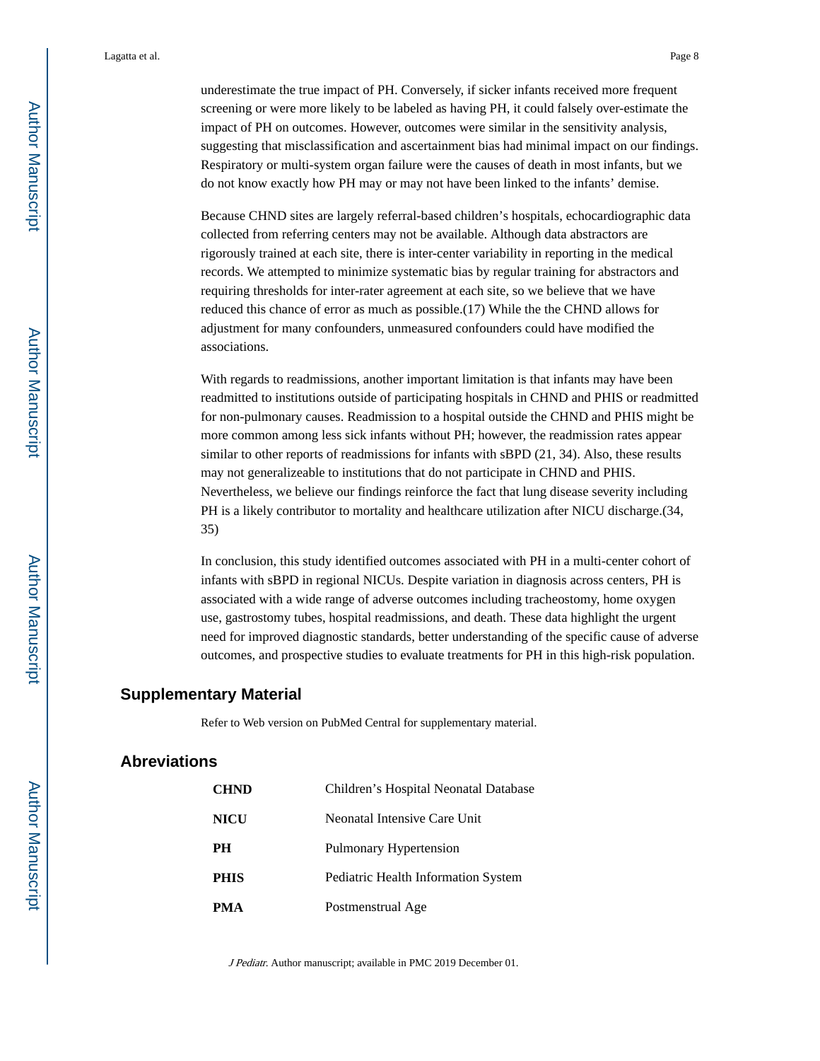underestimate the true impact of PH. Conversely, if sicker infants received more frequent screening or were more likely to be labeled as having PH, it could falsely over-estimate the impact of PH on outcomes. However, outcomes were similar in the sensitivity analysis, suggesting that misclassification and ascertainment bias had minimal impact on our findings. Respiratory or multi-system organ failure were the causes of death in most infants, but we do not know exactly how PH may or may not have been linked to the infants' demise.

Because CHND sites are largely referral-based children's hospitals, echocardiographic data collected from referring centers may not be available. Although data abstractors are rigorously trained at each site, there is inter-center variability in reporting in the medical records. We attempted to minimize systematic bias by regular training for abstractors and requiring thresholds for inter-rater agreement at each site, so we believe that we have reduced this chance of error as much as possible.(17) While the the CHND allows for adjustment for many confounders, unmeasured confounders could have modified the associations.

With regards to readmissions, another important limitation is that infants may have been readmitted to institutions outside of participating hospitals in CHND and PHIS or readmitted for non-pulmonary causes. Readmission to a hospital outside the CHND and PHIS might be more common among less sick infants without PH; however, the readmission rates appear similar to other reports of readmissions for infants with sBPD (21, 34). Also, these results may not generalizeable to institutions that do not participate in CHND and PHIS. Nevertheless, we believe our findings reinforce the fact that lung disease severity including PH is a likely contributor to mortality and healthcare utilization after NICU discharge.(34, 35)

In conclusion, this study identified outcomes associated with PH in a multi-center cohort of infants with sBPD in regional NICUs. Despite variation in diagnosis across centers, PH is associated with a wide range of adverse outcomes including tracheostomy, home oxygen use, gastrostomy tubes, hospital readmissions, and death. These data highlight the urgent need for improved diagnostic standards, better understanding of the specific cause of adverse outcomes, and prospective studies to evaluate treatments for PH in this high-risk population.

## Supplementary Material

Refer to Web version on PubMed Central for supplementary material.

## Abreviations

| | |
|---|---|
| **CHND** | Children's Hospital Neonatal Database |
| **NICU** | Neonatal Intensive Care Unit |
| **PH** | Pulmonary Hypertension |
| **PHIS** | Pediatric Health Information System |
| **PMA** | Postmenstrual Age |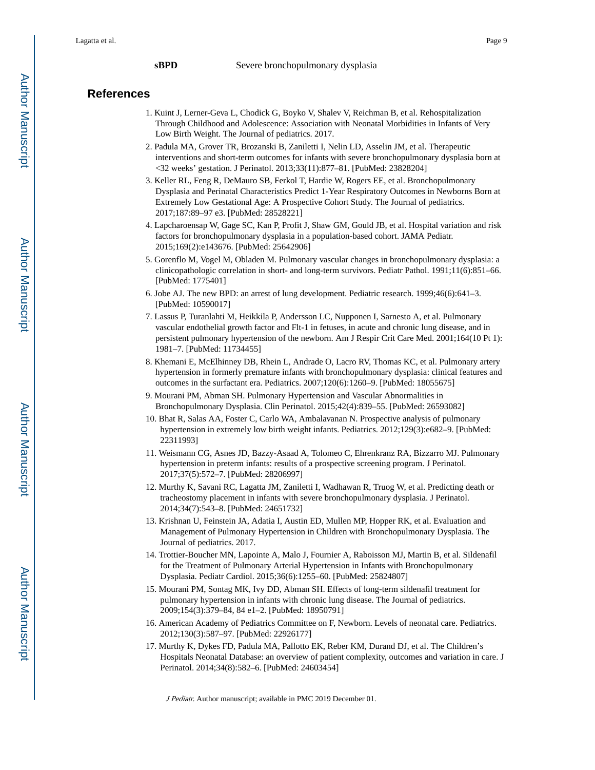| | |
|---|---|
| **sBPD** | Severe bronchopulmonary dysplasia |

## References

1. Kuint J, Lerner-Geva L, Chodick G, Boyko V, Shalev V, Reichman B, et al. Rehospitalization Through Childhood and Adolescence: Association with Neonatal Morbidities in Infants of Very Low Birth Weight. The Journal of pediatrics. 2017.
2. Padula MA, Grover TR, Brozanski B, Zaniletti I, Nelin LD, Asselin JM, et al. Therapeutic interventions and short-term outcomes for infants with severe bronchopulmonary dysplasia born at <32 weeks' gestation. J Perinatol. 2013;33(11):877–81. [PubMed: 23828204]
3. Keller RL, Feng R, DeMauro SB, Ferkol T, Hardie W, Rogers EE, et al. Bronchopulmonary Dysplasia and Perinatal Characteristics Predict 1-Year Respiratory Outcomes in Newborns Born at Extremely Low Gestational Age: A Prospective Cohort Study. The Journal of pediatrics. 2017;187:89–97 e3. [PubMed: 28528221]
4. Lapcharoensap W, Gage SC, Kan P, Profit J, Shaw GM, Gould JB, et al. Hospital variation and risk factors for bronchopulmonary dysplasia in a population-based cohort. JAMA Pediatr. 2015;169(2):e143676. [PubMed: 25642906]
5. Gorenflo M, Vogel M, Obladen M. Pulmonary vascular changes in bronchopulmonary dysplasia: a clinicopathologic correlation in short- and long-term survivors. Pediatr Pathol. 1991;11(6):851–66. [PubMed: 1775401]
6. Jobe AJ. The new BPD: an arrest of lung development. Pediatric research. 1999;46(6):641–3. [PubMed: 10590017]
7. Lassus P, Turanlahti M, Heikkila P, Andersson LC, Nupponen I, Sarnesto A, et al. Pulmonary vascular endothelial growth factor and Flt-1 in fetuses, in acute and chronic lung disease, and in persistent pulmonary hypertension of the newborn. Am J Respir Crit Care Med. 2001;164(10 Pt 1): 1981–7. [PubMed: 11734455]
8. Khemani E, McElhinney DB, Rhein L, Andrade O, Lacro RV, Thomas KC, et al. Pulmonary artery hypertension in formerly premature infants with bronchopulmonary dysplasia: clinical features and outcomes in the surfactant era. Pediatrics. 2007;120(6):1260–9. [PubMed: 18055675]
9. Mourani PM, Abman SH. Pulmonary Hypertension and Vascular Abnormalities in Bronchopulmonary Dysplasia. Clin Perinatol. 2015;42(4):839–55. [PubMed: 26593082]
10. Bhat R, Salas AA, Foster C, Carlo WA, Ambalavanan N. Prospective analysis of pulmonary hypertension in extremely low birth weight infants. Pediatrics. 2012;129(3):e682–9. [PubMed: 22311993]
11. Weismann CG, Asnes JD, Bazzy-Asaad A, Tolomeo C, Ehrenkranz RA, Bizzarro MJ. Pulmonary hypertension in preterm infants: results of a prospective screening program. J Perinatol. 2017;37(5):572–7. [PubMed: 28206997]
12. Murthy K, Savani RC, Lagatta JM, Zaniletti I, Wadhawan R, Truog W, et al. Predicting death or tracheostomy placement in infants with severe bronchopulmonary dysplasia. J Perinatol. 2014;34(7):543–8. [PubMed: 24651732]
13. Krishnan U, Feinstein JA, Adatia I, Austin ED, Mullen MP, Hopper RK, et al. Evaluation and Management of Pulmonary Hypertension in Children with Bronchopulmonary Dysplasia. The Journal of pediatrics. 2017.
14. Trottier-Boucher MN, Lapointe A, Malo J, Fournier A, Raboisson MJ, Martin B, et al. Sildenafil for the Treatment of Pulmonary Arterial Hypertension in Infants with Bronchopulmonary Dysplasia. Pediatr Cardiol. 2015;36(6):1255–60. [PubMed: 25824807]
15. Mourani PM, Sontag MK, Ivy DD, Abman SH. Effects of long-term sildenafil treatment for pulmonary hypertension in infants with chronic lung disease. The Journal of pediatrics. 2009;154(3):379–84, 84 e1–2. [PubMed: 18950791]
16. American Academy of Pediatrics Committee on F, Newborn. Levels of neonatal care. Pediatrics. 2012;130(3):587–97. [PubMed: 22926177]
17. Murthy K, Dykes FD, Padula MA, Pallotto EK, Reber KM, Durand DJ, et al. The Children's Hospitals Neonatal Database: an overview of patient complexity, outcomes and variation in care. J Perinatol. 2014;34(8):582–6. [PubMed: 24603454]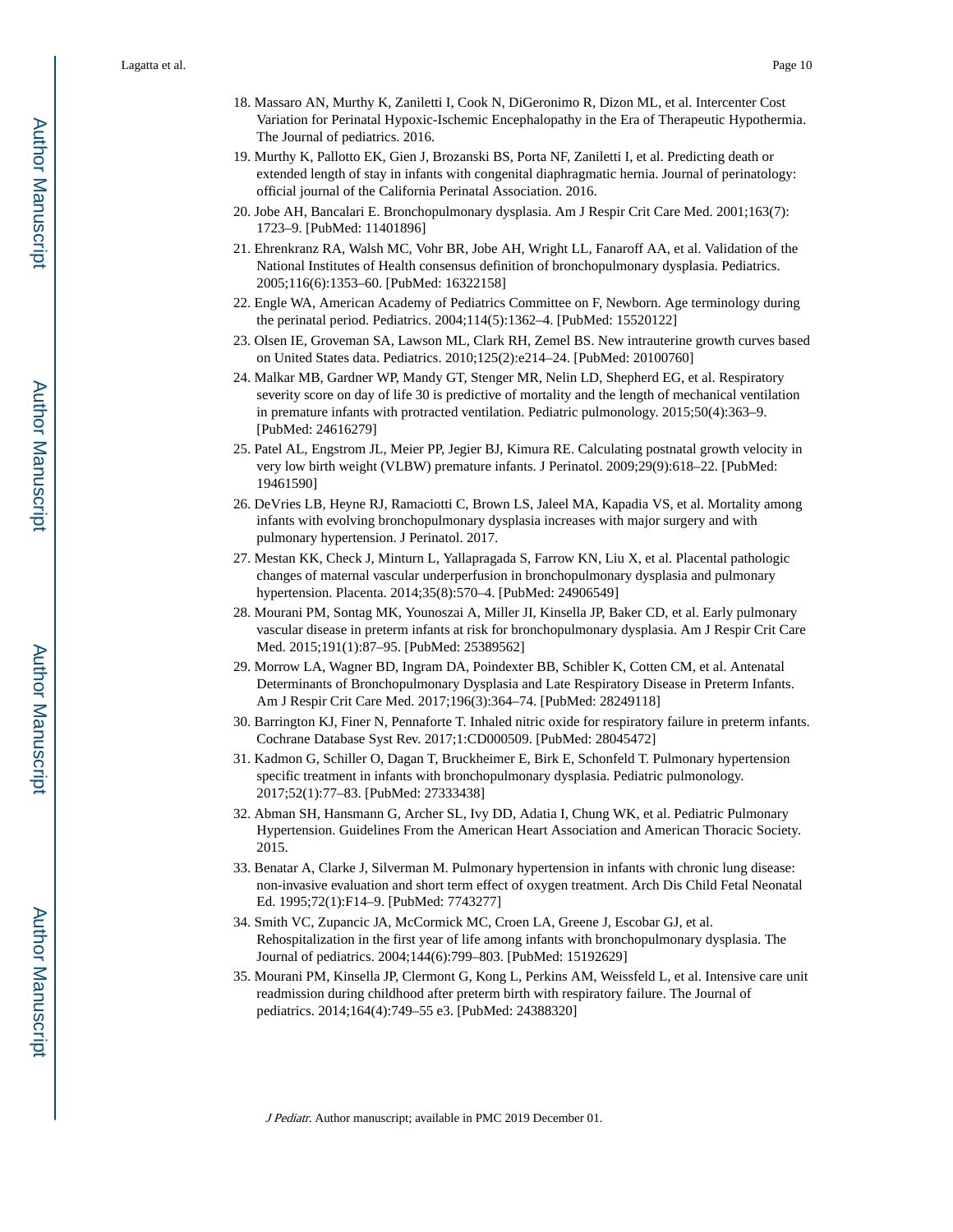18. Massaro AN, Murthy K, Zaniletti I, Cook N, DiGeronimo R, Dizon ML, et al. Intercenter Cost Variation for Perinatal Hypoxic-Ischemic Encephalopathy in the Era of Therapeutic Hypothermia. The Journal of pediatrics. 2016.
19. Murthy K, Pallotto EK, Gien J, Brozanski BS, Porta NF, Zaniletti I, et al. Predicting death or extended length of stay in infants with congenital diaphragmatic hernia. Journal of perinatology: official journal of the California Perinatal Association. 2016.
20. Jobe AH, Bancalari E. Bronchopulmonary dysplasia. Am J Respir Crit Care Med. 2001;163(7): 1723–9. [PubMed: 11401896]
21. Ehrenkranz RA, Walsh MC, Vohr BR, Jobe AH, Wright LL, Fanaroff AA, et al. Validation of the National Institutes of Health consensus definition of bronchopulmonary dysplasia. Pediatrics. 2005;116(6):1353–60. [PubMed: 16322158]
22. Engle WA, American Academy of Pediatrics Committee on F, Newborn. Age terminology during the perinatal period. Pediatrics. 2004;114(5):1362–4. [PubMed: 15520122]
23. Olsen IE, Groveman SA, Lawson ML, Clark RH, Zemel BS. New intrauterine growth curves based on United States data. Pediatrics. 2010;125(2):e214–24. [PubMed: 20100760]
24. Malkar MB, Gardner WP, Mandy GT, Stenger MR, Nelin LD, Shepherd EG, et al. Respiratory severity score on day of life 30 is predictive of mortality and the length of mechanical ventilation in premature infants with protracted ventilation. Pediatric pulmonology. 2015;50(4):363–9. [PubMed: 24616279]
25. Patel AL, Engstrom JL, Meier PP, Jegier BJ, Kimura RE. Calculating postnatal growth velocity in very low birth weight (VLBW) premature infants. J Perinatol. 2009;29(9):618–22. [PubMed: 19461590]
26. DeVries LB, Heyne RJ, Ramaciotti C, Brown LS, Jaleel MA, Kapadia VS, et al. Mortality among infants with evolving bronchopulmonary dysplasia increases with major surgery and with pulmonary hypertension. J Perinatol. 2017.
27. Mestan KK, Check J, Minturn L, Yallapragada S, Farrow KN, Liu X, et al. Placental pathologic changes of maternal vascular underperfusion in bronchopulmonary dysplasia and pulmonary hypertension. Placenta. 2014;35(8):570–4. [PubMed: 24906549]
28. Mourani PM, Sontag MK, Younoszai A, Miller JI, Kinsella JP, Baker CD, et al. Early pulmonary vascular disease in preterm infants at risk for bronchopulmonary dysplasia. Am J Respir Crit Care Med. 2015;191(1):87–95. [PubMed: 25389562]
29. Morrow LA, Wagner BD, Ingram DA, Poindexter BB, Schibler K, Cotten CM, et al. Antenatal Determinants of Bronchopulmonary Dysplasia and Late Respiratory Disease in Preterm Infants. Am J Respir Crit Care Med. 2017;196(3):364–74. [PubMed: 28249118]
30. Barrington KJ, Finer N, Pennaforte T. Inhaled nitric oxide for respiratory failure in preterm infants. Cochrane Database Syst Rev. 2017;1:CD000509. [PubMed: 28045472]
31. Kadmon G, Schiller O, Dagan T, Bruckheimer E, Birk E, Schonfeld T. Pulmonary hypertension specific treatment in infants with bronchopulmonary dysplasia. Pediatric pulmonology. 2017;52(1):77–83. [PubMed: 27333438]
32. Abman SH, Hansmann G, Archer SL, Ivy DD, Adatia I, Chung WK, et al. Pediatric Pulmonary Hypertension. Guidelines From the American Heart Association and American Thoracic Society. 2015.
33. Benatar A, Clarke J, Silverman M. Pulmonary hypertension in infants with chronic lung disease: non-invasive evaluation and short term effect of oxygen treatment. Arch Dis Child Fetal Neonatal Ed. 1995;72(1):F14–9. [PubMed: 7743277]
34. Smith VC, Zupancic JA, McCormick MC, Croen LA, Greene J, Escobar GJ, et al. Rehospitalization in the first year of life among infants with bronchopulmonary dysplasia. The Journal of pediatrics. 2004;144(6):799–803. [PubMed: 15192629]
35. Mourani PM, Kinsella JP, Clermont G, Kong L, Perkins AM, Weissfeld L, et al. Intensive care unit readmission during childhood after preterm birth with respiratory failure. The Journal of pediatrics. 2014;164(4):749–55 e3. [PubMed: 24388320]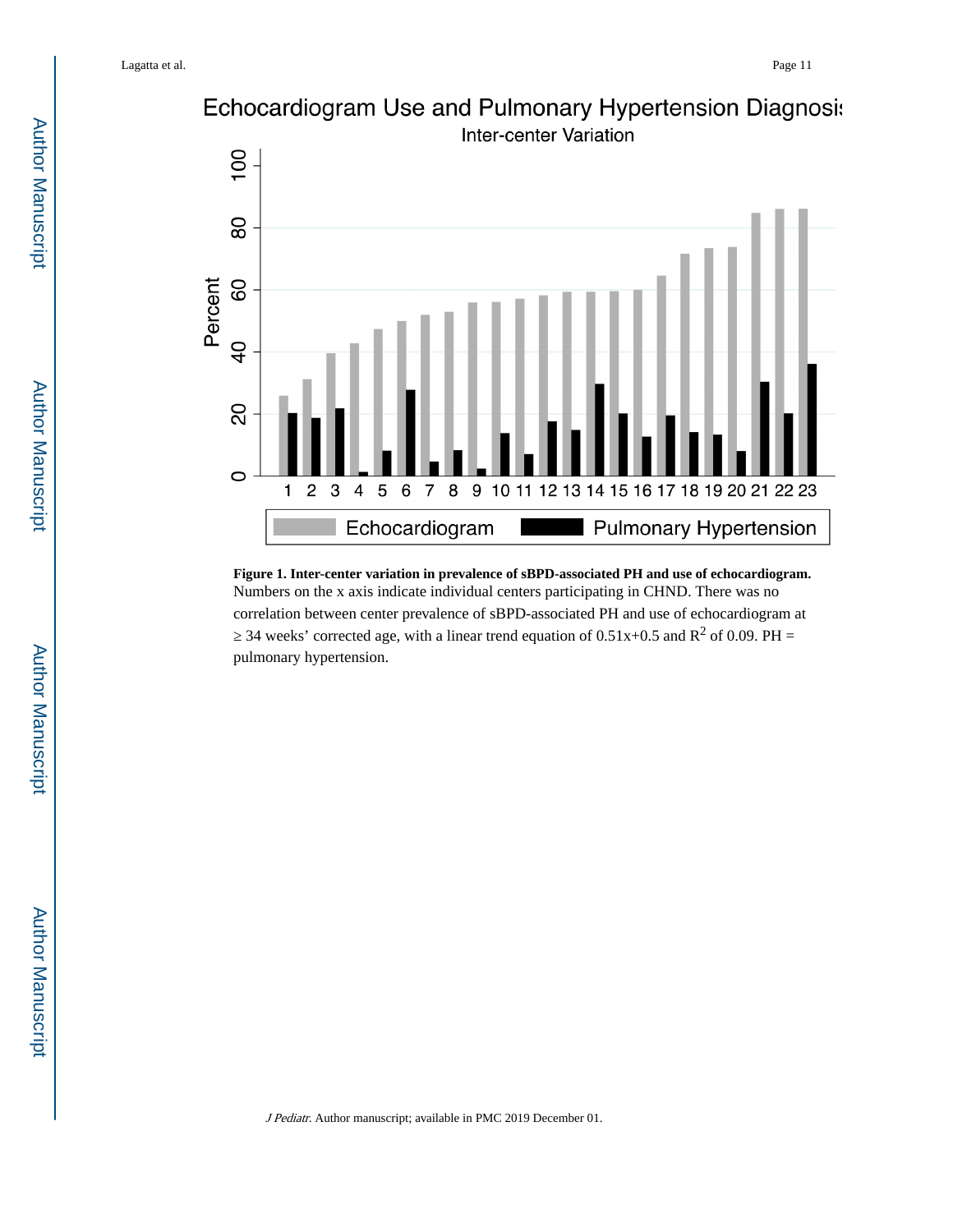**Figure 1. Inter-center variation in prevalence of sBPD-associated PH and use of echocardiogram.**

Numbers on the x axis indicate individual centers participating in CHND. There was no correlation between center prevalence of sBPD-associated PH and use of echocardiogram at ≥ 34 weeks' corrected age, with a linear trend equation of 0.51x+0.5 and $R^2$ of 0.09. PH = pulmonary hypertension.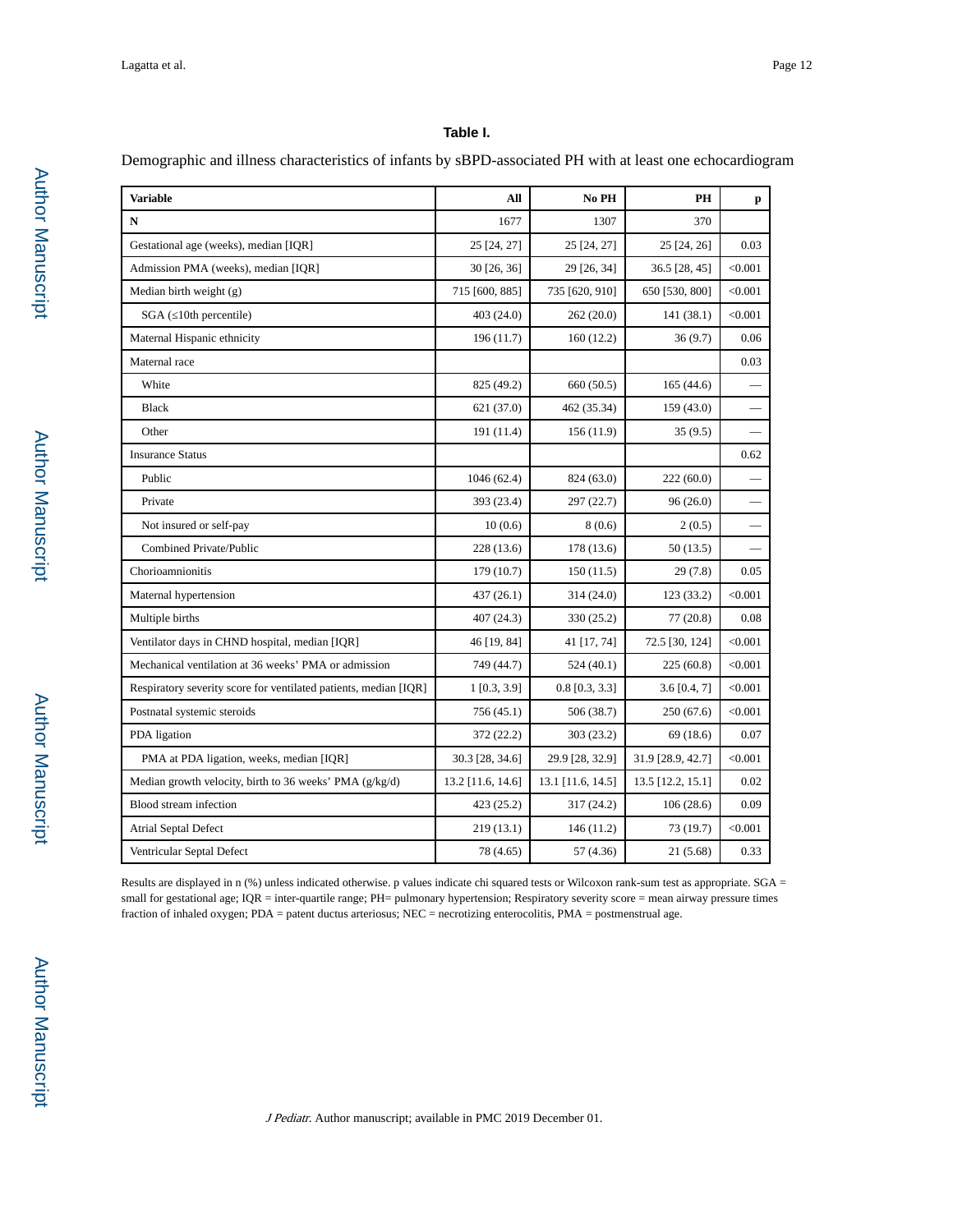**Table I.**

Demographic and illness characteristics of infants by sBPD-associated PH with at least one echocardiogram

| Variable | All | No PH | PH | p |
|---|---|---|---|---|
| **N** | 1677 | 1307 | 370 | |
| Gestational age (weeks), median [IQR] | 25 [24, 27] | 25 [24, 27] | 25 [24, 26] | 0.03 |
| Admission PMA (weeks), median [IQR] | 30 [26, 36] | 29 [26, 34] | 36.5 [28, 45] | <0.001 |
| Median birth weight (g) | 715 [600, 885] | 735 [620, 910] | 650 [530, 800] | <0.001 |
| SGA (≤10th percentile) | 403 (24.0) | 262 (20.0) | 141 (38.1) | <0.001 |
| Maternal Hispanic ethnicity | 196 (11.7) | 160 (12.2) | 36 (9.7) | 0.06 |
| Maternal race | | | | 0.03 |
| White | 825 (49.2) | 660 (50.5) | 165 (44.6) | — |
| Black | 621 (37.0) | 462 (35.34) | 159 (43.0) | — |
| Other | 191 (11.4) | 156 (11.9) | 35 (9.5) | — |
| Insurance Status | | | | 0.62 |
| Public | 1046 (62.4) | 824 (63.0) | 222 (60.0) | — |
| Private | 393 (23.4) | 297 (22.7) | 96 (26.0) | — |
| Not insured or self-pay | 10 (0.6) | 8 (0.6) | 2 (0.5) | — |
| Combined Private/Public | 228 (13.6) | 178 (13.6) | 50 (13.5) | — |
| Chorioamnionitis | 179 (10.7) | 150 (11.5) | 29 (7.8) | 0.05 |
| Maternal hypertension | 437 (26.1) | 314 (24.0) | 123 (33.2) | <0.001 |
| Multiple births | 407 (24.3) | 330 (25.2) | 77 (20.8) | 0.08 |
| Ventilator days in CHND hospital, median [IQR] | 46 [19, 84] | 41 [17, 74] | 72.5 [30, 124] | <0.001 |
| Mechanical ventilation at 36 weeks' PMA or admission | 749 (44.7) | 524 (40.1) | 225 (60.8) | <0.001 |
| Respiratory severity score for ventilated patients, median [IQR] | 1 [0.3, 3.9] | 0.8 [0.3, 3.3] | 3.6 [0.4, 7] | <0.001 |
| Postnatal systemic steroids | 756 (45.1) | 506 (38.7) | 250 (67.6) | <0.001 |
| PDA ligation | 372 (22.2) | 303 (23.2) | 69 (18.6) | 0.07 |
| PMA at PDA ligation, weeks, median [IQR] | 30.3 [28, 34.6] | 29.9 [28, 32.9] | 31.9 [28.9, 42.7] | <0.001 |
| Median growth velocity, birth to 36 weeks' PMA (g/kg/d) | 13.2 [11.6, 14.6] | 13.1 [11.6, 14.5] | 13.5 [12.2, 15.1] | 0.02 |
| Blood stream infection | 423 (25.2) | 317 (24.2) | 106 (28.6) | 0.09 |
| Atrial Septal Defect | 219 (13.1) | 146 (11.2) | 73 (19.7) | <0.001 |
| Ventricular Septal Defect | 78 (4.65) | 57 (4.36) | 21 (5.68) | 0.33 |

Results are displayed in n (%) unless indicated otherwise. p values indicate chi squared tests or Wilcoxon rank-sum test as appropriate. SGA = small for gestational age; IQR = inter-quartile range; PH= pulmonary hypertension; Respiratory severity score = mean airway pressure times fraction of inhaled oxygen; PDA = patent ductus arteriosus; NEC = necrotizing enterocolitis, PMA = postmenstrual age.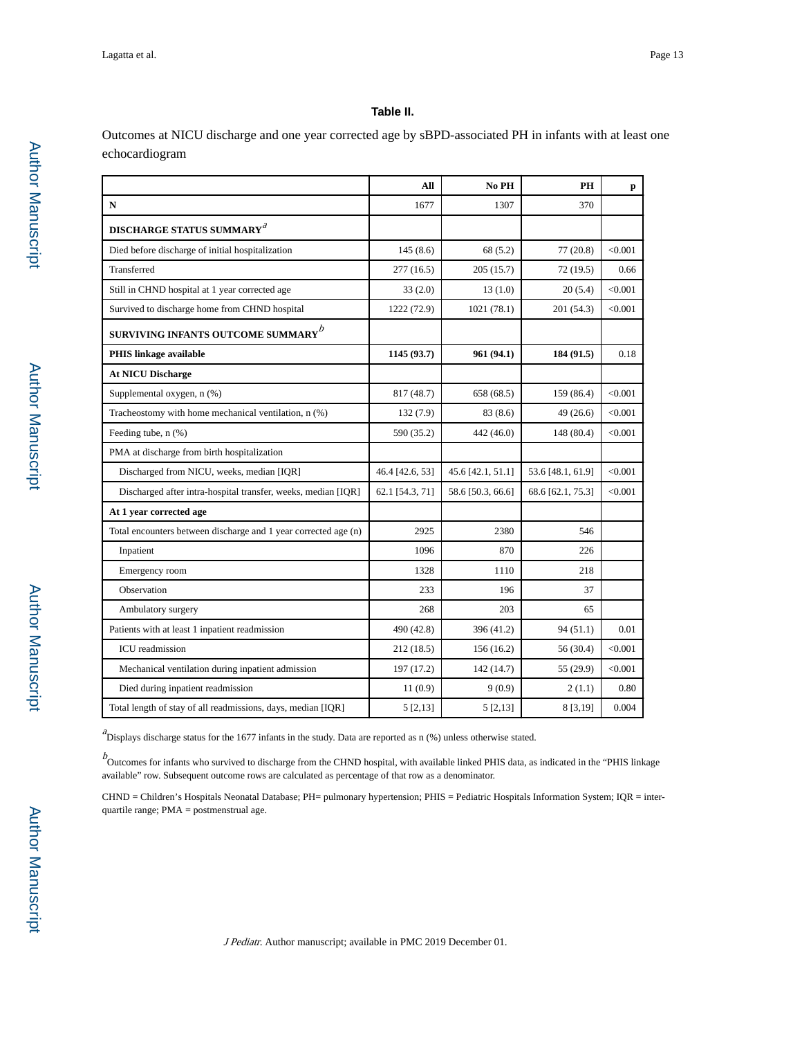## Table II.

Outcomes at NICU discharge and one year corrected age by sBPD-associated PH in infants with at least one echocardiogram

| | All | No PH | PH | p |
|---|---|---|---|---|
| N | 1677 | 1307 | 370 | |
| **DISCHARGE STATUS SUMMARY**[a] | | | | |
| Died before discharge of initial hospitalization | 145 (8.6) | 68 (5.2) | 77 (20.8) | <0.001 |
| Transferred | 277 (16.5) | 205 (15.7) | 72 (19.5) | 0.66 |
| Still in CHND hospital at 1 year corrected age | 33 (2.0) | 13 (1.0) | 20 (5.4) | <0.001 |
| Survived to discharge home from CHND hospital | 1222 (72.9) | 1021 (78.1) | 201 (54.3) | <0.001 |
| **SURVIVING INFANTS OUTCOME SUMMARY**[b] | | | | |
| **PHIS linkage available** | **1145 (93.7)** | **961 (94.1)** | **184 (91.5)** | 0.18 |
| **At NICU Discharge** | | | | |
| Supplemental oxygen, n (%) | 817 (48.7) | 658 (68.5) | 159 (86.4) | <0.001 |
| Tracheostomy with home mechanical ventilation, n (%) | 132 (7.9) | 83 (8.6) | 49 (26.6) | <0.001 |
| Feeding tube, n (%) | 590 (35.2) | 442 (46.0) | 148 (80.4) | <0.001 |
| PMA at discharge from birth hospitalization | | | | |
| Discharged from NICU, weeks, median [IQR] | 46.4 [42.6, 53] | 45.6 [42.1, 51.1] | 53.6 [48.1, 61.9] | <0.001 |
| Discharged after intra-hospital transfer, weeks, median [IQR] | 62.1 [54.3, 71] | 58.6 [50.3, 66.6] | 68.6 [62.1, 75.3] | <0.001 |
| **At 1 year corrected age** | | | | |
| Total encounters between discharge and 1 year corrected age (n) | 2925 | 2380 | 546 | |
| Inpatient | 1096 | 870 | 226 | |
| Emergency room | 1328 | 1110 | 218 | |
| Observation | 233 | 196 | 37 | |
| Ambulatory surgery | 268 | 203 | 65 | |
| Patients with at least 1 inpatient readmission | 490 (42.8) | 396 (41.2) | 94 (51.1) | 0.01 |
| ICU readmission | 212 (18.5) | 156 (16.2) | 56 (30.4) | <0.001 |
| Mechanical ventilation during inpatient admission | 197 (17.2) | 142 (14.7) | 55 (29.9) | <0.001 |
| Died during inpatient readmission | 11 (0.9) | 9 (0.9) | 2 (1.1) | 0.80 |
| Total length of stay of all readmissions, days, median [IQR] | 5 [2,13] | 5 [2,13] | 8 [3,19] | 0.004 |

[a]Displays discharge status for the 1677 infants in the study. Data are reported as n (%) unless otherwise stated.

[b]Outcomes for infants who survived to discharge from the CHND hospital, with available linked PHIS data, as indicated in the "PHIS linkage available" row. Subsequent outcome rows are calculated as percentage of that row as a denominator.

CHND = Children's Hospitals Neonatal Database; PH= pulmonary hypertension; PHIS = Pediatric Hospitals Information System; IQR = inter-quartile range; PMA = postmenstrual age.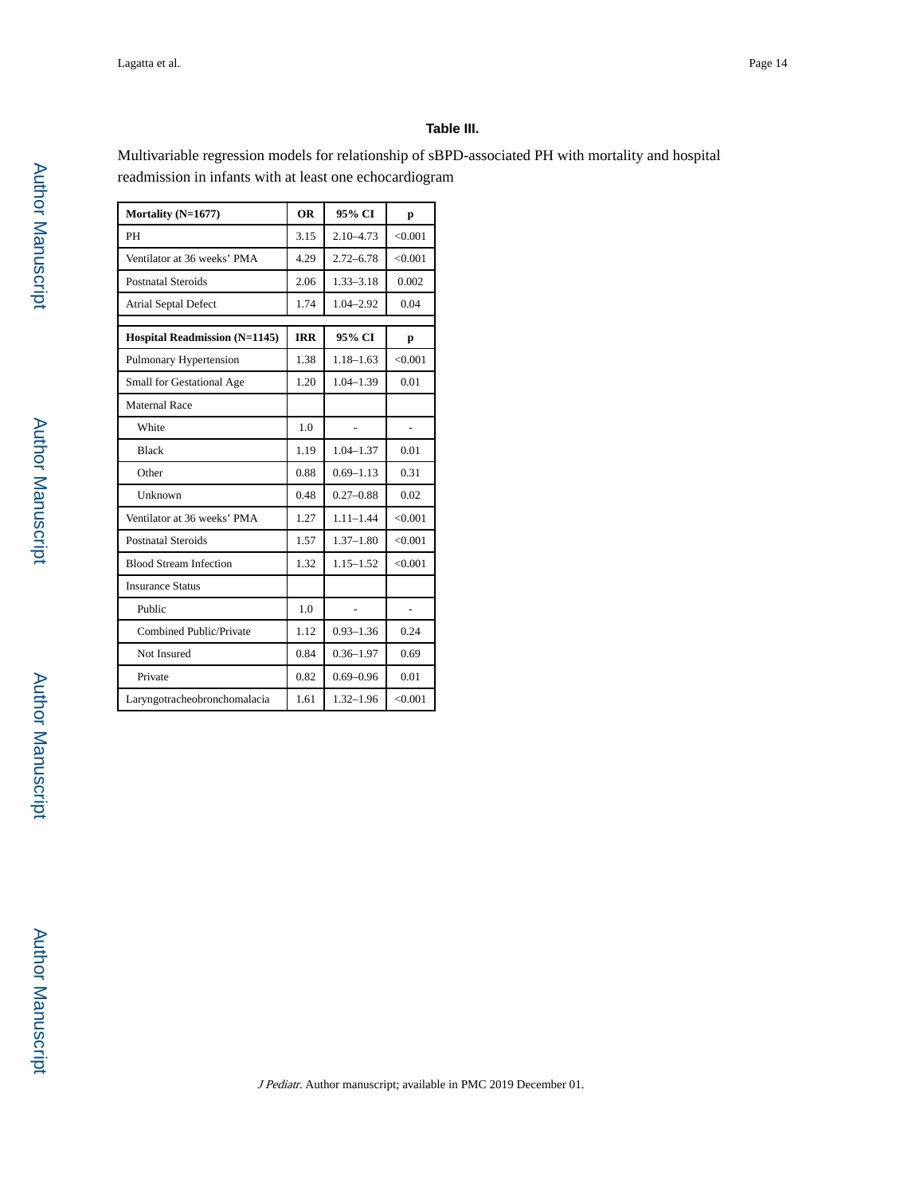### Table III.

Multivariable regression models for relationship of sBPD-associated PH with mortality and hospital readmission in infants with at least one echocardiogram

| **Mortality (N=1677)** | **OR** | **95% CI** | **p** |
|---|---|---|---|
| PH | 3.15 | 2.10–4.73 | <0.001 |
| Ventilator at 36 weeks' PMA | 4.29 | 2.72–6.78 | <0.001 |
| Postnatal Steroids | 2.06 | 1.33–3.18 | 0.002 |
| Atrial Septal Defect | 1.74 | 1.04–2.92 | 0.04 |
| | | | |
| **Hospital Readmission (N=1145)** | **IRR** | **95% CI** | **p** |
| Pulmonary Hypertension | 1.38 | 1.18–1.63 | <0.001 |
| Small for Gestational Age | 1.20 | 1.04–1.39 | 0.01 |
| Maternal Race | | | |
| White | 1.0 | - | - |
| Black | 1.19 | 1.04–1.37 | 0.01 |
| Other | 0.88 | 0.69–1.13 | 0.31 |
| Unknown | 0.48 | 0.27–0.88 | 0.02 |
| Ventilator at 36 weeks' PMA | 1.27 | 1.11–1.44 | <0.001 |
| Postnatal Steroids | 1.57 | 1.37–1.80 | <0.001 |
| Blood Stream Infection | 1.32 | 1.15–1.52 | <0.001 |
| Insurance Status | | | |
| Public | 1.0 | - | - |
| Combined Public/Private | 1.12 | 0.93–1.36 | 0.24 |
| Not Insured | 0.84 | 0.36–1.97 | 0.69 |
| Private | 0.82 | 0.69–0.96 | 0.01 |
| Laryngotracheobronchomalacia | 1.61 | 1.32–1.96 | <0.001 |